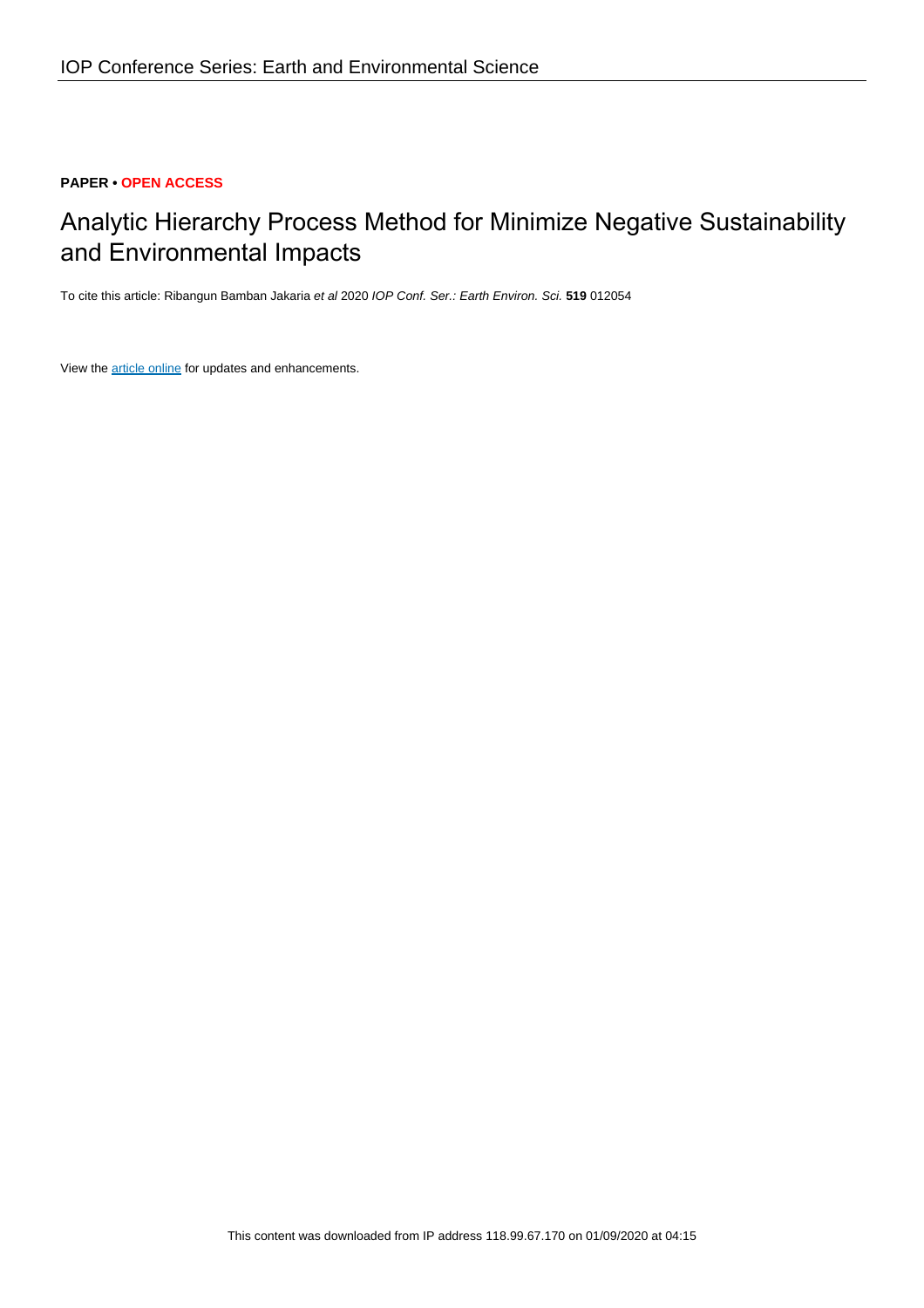**PAPER • OPEN ACCESS**

# Analytic Hierarchy Process Method for Minimize Negative Sustainability and Environmental Impacts

To cite this article: Ribangun Bamban Jakaria *et al* 2020 *IOP Conf. Ser.: Earth Environ. Sci.* **519** 012054

View the article online for updates and enhancements.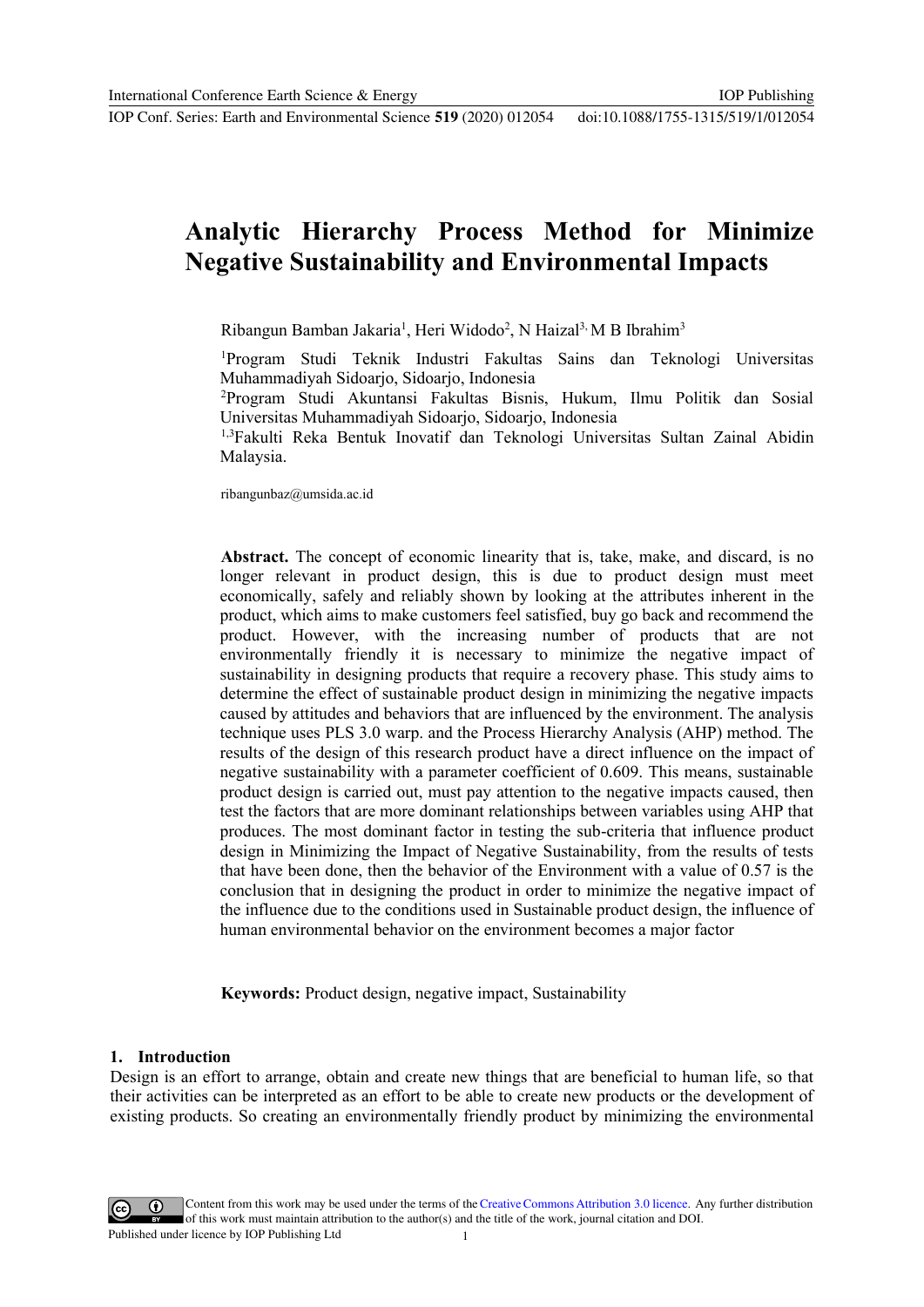# Analytic Hierarchy Process Method for Minimize Negative Sustainability and Environmental Impacts

Ribangun Bamban Jakaria[1], Heri Widodo[2], N Haizal[3,] M B Ibrahim[3]

[1]Program Studi Teknik Industri Fakultas Sains dan Teknologi Universitas Muhammadiyah Sidoarjo, Sidoarjo, Indonesia
[2]Program Studi Akuntansi Fakultas Bisnis, Hukum, Ilmu Politik dan Sosial Universitas Muhammadiyah Sidoarjo, Sidoarjo, Indonesia
[1,3]Fakulti Reka Bentuk Inovatif dan Teknologi Universitas Sultan Zainal Abidin Malaysia.

ribangunbaz@umsida.ac.id

**Abstract.** The concept of economic linearity that is, take, make, and discard, is no longer relevant in product design, this is due to product design must meet economically, safely and reliably shown by looking at the attributes inherent in the product, which aims to make customers feel satisfied, buy go back and recommend the product. However, with the increasing number of products that are not environmentally friendly it is necessary to minimize the negative impact of sustainability in designing products that require a recovery phase. This study aims to determine the effect of sustainable product design in minimizing the negative impacts caused by attitudes and behaviors that are influenced by the environment. The analysis technique uses PLS 3.0 warp. and the Process Hierarchy Analysis (AHP) method. The results of the design of this research product have a direct influence on the impact of negative sustainability with a parameter coefficient of 0.609. This means, sustainable product design is carried out, must pay attention to the negative impacts caused, then test the factors that are more dominant relationships between variables using AHP that produces. The most dominant factor in testing the sub-criteria that influence product design in Minimizing the Impact of Negative Sustainability, from the results of tests that have been done, then the behavior of the Environment with a value of 0.57 is the conclusion that in designing the product in order to minimize the negative impact of the influence due to the conditions used in Sustainable product design, the influence of human environmental behavior on the environment becomes a major factor

**Keywords:** Product design, negative impact, Sustainability

## 1. Introduction

Design is an effort to arrange, obtain and create new things that are beneficial to human life, so that their activities can be interpreted as an effort to be able to create new products or the development of existing products. So creating an environmentally friendly product by minimizing the environmental

Content from this work may be used under the terms of the Creative Commons Attribution 3.0 licence. Any further distribution of this work must maintain attribution to the author(s) and the title of the work, journal citation and DOI.
Published under licence by IOP Publishing Ltd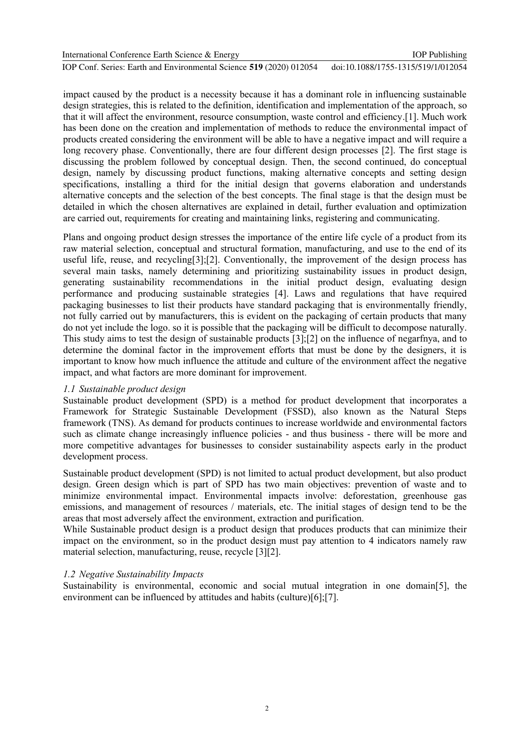impact caused by the product is a necessity because it has a dominant role in influencing sustainable design strategies, this is related to the definition, identification and implementation of the approach, so that it will affect the environment, resource consumption, waste control and efficiency.[1]. Much work has been done on the creation and implementation of methods to reduce the environmental impact of products created considering the environment will be able to have a negative impact and will require a long recovery phase. Conventionally, there are four different design processes [2]. The first stage is discussing the problem followed by conceptual design. Then, the second continued, do conceptual design, namely by discussing product functions, making alternative concepts and setting design specifications, installing a third for the initial design that governs elaboration and understands alternative concepts and the selection of the best concepts. The final stage is that the design must be detailed in which the chosen alternatives are explained in detail, further evaluation and optimization are carried out, requirements for creating and maintaining links, registering and communicating.

Plans and ongoing product design stresses the importance of the entire life cycle of a product from its raw material selection, conceptual and structural formation, manufacturing, and use to the end of its useful life, reuse, and recycling[3];[2]. Conventionally, the improvement of the design process has several main tasks, namely determining and prioritizing sustainability issues in product design, generating sustainability recommendations in the initial product design, evaluating design performance and producing sustainable strategies [4]. Laws and regulations that have required packaging businesses to list their products have standard packaging that is environmentally friendly, not fully carried out by manufacturers, this is evident on the packaging of certain products that many do not yet include the logo. so it is possible that the packaging will be difficult to decompose naturally. This study aims to test the design of sustainable products [3];[2] on the influence of negarfnya, and to determine the dominal factor in the improvement efforts that must be done by the designers, it is important to know how much influence the attitude and culture of the environment affect the negative impact, and what factors are more dominant for improvement.

### *1.1 Sustainable product design*

Sustainable product development (SPD) is a method for product development that incorporates a Framework for Strategic Sustainable Development (FSSD), also known as the Natural Steps framework (TNS). As demand for products continues to increase worldwide and environmental factors such as climate change increasingly influence policies - and thus business - there will be more and more competitive advantages for businesses to consider sustainability aspects early in the product development process.

Sustainable product development (SPD) is not limited to actual product development, but also product design. Green design which is part of SPD has two main objectives: prevention of waste and to minimize environmental impact. Environmental impacts involve: deforestation, greenhouse gas emissions, and management of resources / materials, etc. The initial stages of design tend to be the areas that most adversely affect the environment, extraction and purification.

While Sustainable product design is a product design that produces products that can minimize their impact on the environment, so in the product design must pay attention to 4 indicators namely raw material selection, manufacturing, reuse, recycle [3][2].

### *1.2 Negative Sustainability Impacts*

Sustainability is environmental, economic and social mutual integration in one domain[5], the environment can be influenced by attitudes and habits (culture)[6];[7].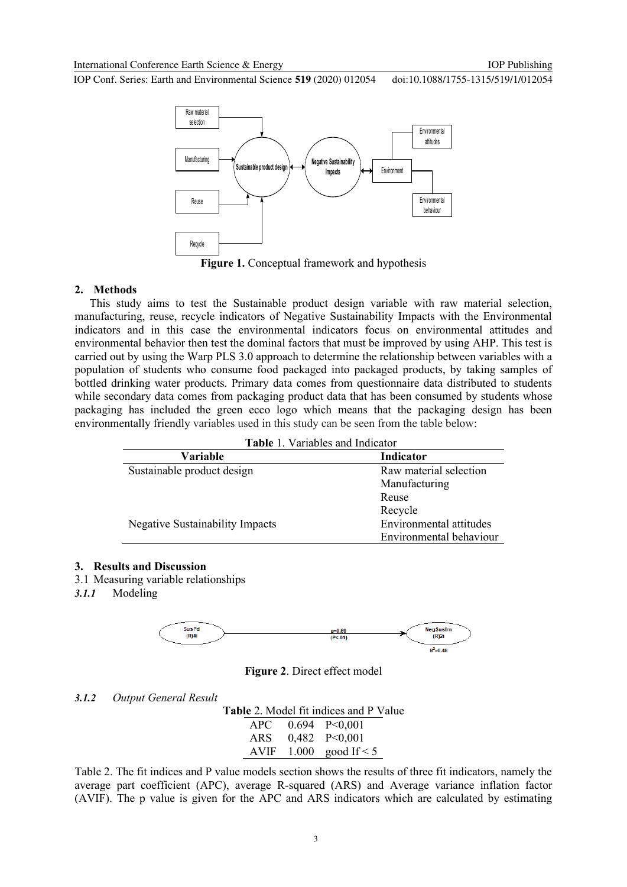**Figure 1.** Conceptual framework and hypothesis

## 2. Methods

This study aims to test the Sustainable product design variable with raw material selection, manufacturing, reuse, recycle indicators of Negative Sustainability Impacts with the Environmental indicators and in this case the environmental indicators focus on environmental attitudes and environmental behavior then test the dominal factors that must be improved by using AHP. This test is carried out by using the Warp PLS 3.0 approach to determine the relationship between variables with a population of students who consume food packaged into packaged products, by taking samples of bottled drinking water products. Primary data comes from questionnaire data distributed to students while secondary data comes from packaging product data that has been consumed by students whose packaging has included the green ecco logo which means that the packaging design has been environmentally friendly variables used in this study can be seen from the table below:

**Table** 1. Variables and Indicator

| Variable | Indicator |
|---|---|
| Sustainable product design | Raw material selection |
| | Manufacturing |
| | Reuse |
| | Recycle |
| Negative Sustainability Impacts | Environmental attitudes |
| | Environmental behaviour |

## 3. Results and Discussion

3.1 Measuring variable relationships

***3.1.1*** Modeling

**Figure 2**. Direct effect model

***3.1.2*** *Output General Result*

**Table** 2. Model fit indices and P Value

| | | |
|---|---|---|
| APC | 0.694 | P<0,001 |
| ARS | 0,482 | P<0,001 |
| AVIF | 1.000 | good If < 5 |

Table 2. The fit indices and P value models section shows the results of three fit indicators, namely the average part coefficient (APC), average R-squared (ARS) and Average variance inflation factor (AVIF). The p value is given for the APC and ARS indicators which are calculated by estimating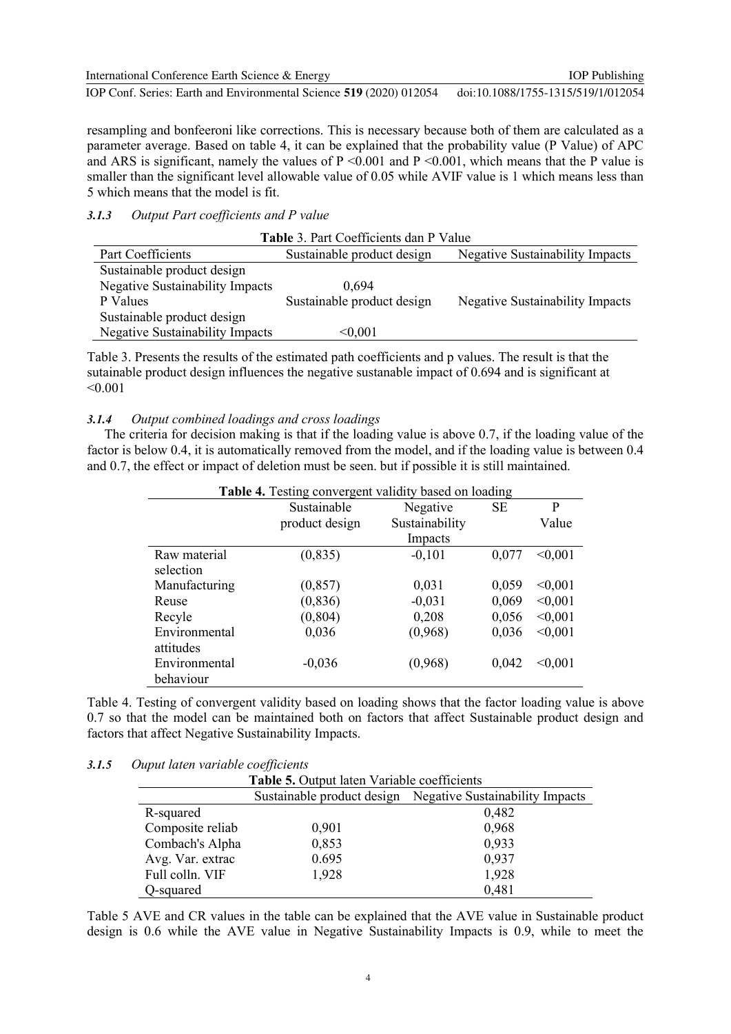resampling and bonfeeroni like corrections. This is necessary because both of them are calculated as a parameter average. Based on table 4, it can be explained that the probability value (P Value) of APC and ARS is significant, namely the values of P <0.001 and P <0.001, which means that the P value is smaller than the significant level allowable value of 0.05 while AVIF value is 1 which means less than 5 which means that the model is fit.

#### *3.1.3 Output Part coefficients and P value*

**Table** 3. Part Coefficients dan P Value

| Part Coefficients | Sustainable product design | Negative Sustainability Impacts |
|---|---|---|
| Sustainable product design | | |
| Negative Sustainability Impacts | 0,694 | |
| P Values | Sustainable product design | Negative Sustainability Impacts |
| Sustainable product design | | |
| Negative Sustainability Impacts | <0,001 | |

Table 3. Presents the results of the estimated path coefficients and p values. The result is that the sutainable product design influences the negative sustanable impact of 0.694 and is significant at <0.001

#### *3.1.4 Output combined loadings and cross loadings*

The criteria for decision making is that if the loading value is above 0.7, if the loading value of the factor is below 0.4, it is automatically removed from the model, and if the loading value is between 0.4 and 0.7, the effect or impact of deletion must be seen. but if possible it is still maintained.

**Table 4.** Testing convergent validity based on loading

| | Sustainable product design | Negative Sustainability Impacts | SE | P Value |
|---|---|---|---|---|
| Raw material selection | (0,835) | -0,101 | 0,077 | <0,001 |
| Manufacturing | (0,857) | 0,031 | 0,059 | <0,001 |
| Reuse | (0,836) | -0,031 | 0,069 | <0,001 |
| Recyle | (0,804) | 0,208 | 0,056 | <0,001 |
| Environmental attitudes | 0,036 | (0,968) | 0,036 | <0,001 |
| Environmental behaviour | -0,036 | (0,968) | 0,042 | <0,001 |

Table 4. Testing of convergent validity based on loading shows that the factor loading value is above 0.7 so that the model can be maintained both on factors that affect Sustainable product design and factors that affect Negative Sustainability Impacts.

#### *3.1.5 Ouput laten variable coefficients*

**Table 5.** Output laten Variable coefficients

| | Sustainable product design | Negative Sustainability Impacts |
|---|---|---|
| R-squared | | 0,482 |
| Composite reliab | 0,901 | 0,968 |
| Combach's Alpha | 0,853 | 0,933 |
| Avg. Var. extrac | 0.695 | 0,937 |
| Full colln. VIF | 1,928 | 1,928 |
| Q-squared | | 0,481 |

Table 5 AVE and CR values in the table can be explained that the AVE value in Sustainable product design is 0.6 while the AVE value in Negative Sustainability Impacts is 0.9, while to meet the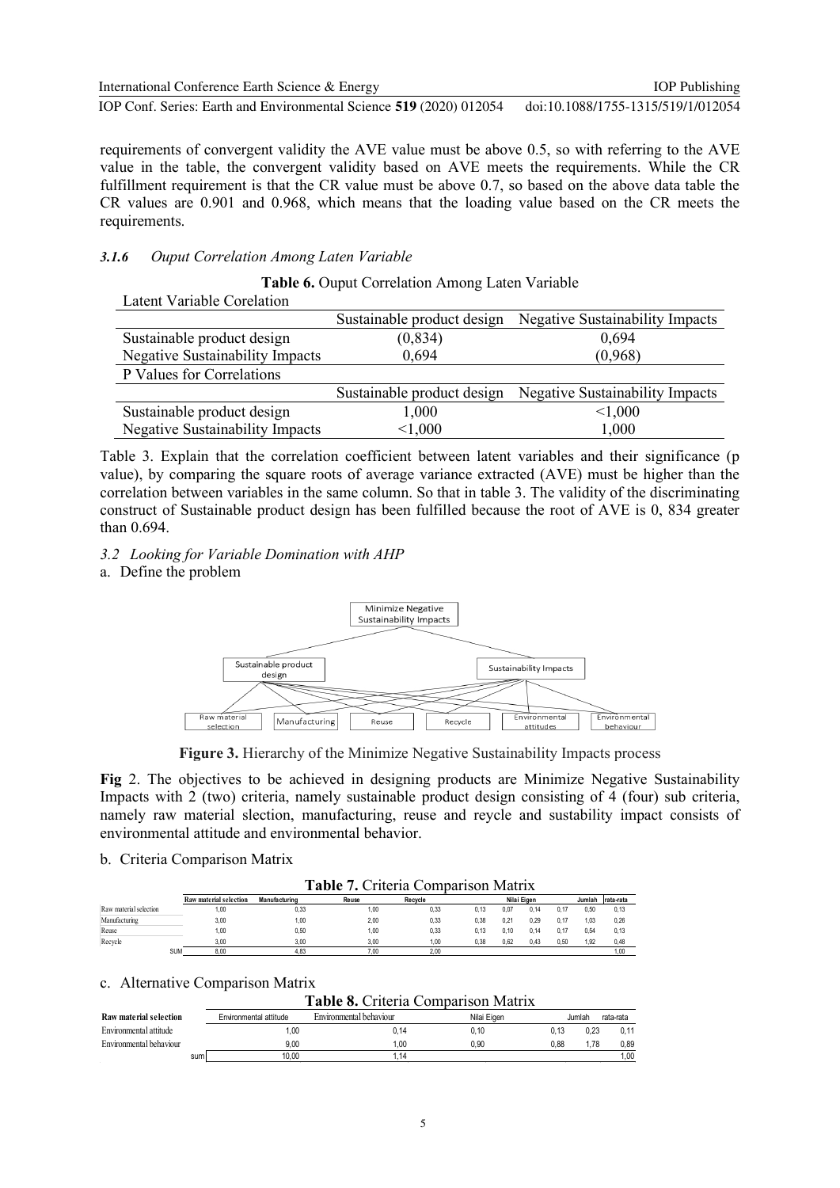requirements of convergent validity the AVE value must be above 0.5, so with referring to the AVE value in the table, the convergent validity based on AVE meets the requirements. While the CR fulfillment requirement is that the CR value must be above 0.7, so based on the above data table the CR values are 0.901 and 0.968, which means that the loading value based on the CR meets the requirements.

### *3.1.6 Ouput Correlation Among Laten Variable*

**Table 6.** Ouput Correlation Among Laten Variable

| Latent Variable Corelation | | |
|---|---|---|
| | Sustainable product design | Negative Sustainability Impacts |
| Sustainable product design | (0,834) | 0,694 |
| Negative Sustainability Impacts | 0,694 | (0,968) |
| **P Values for Correlations** | | |
| | Sustainable product design | Negative Sustainability Impacts |
| Sustainable product design | 1,000 | <1,000 |
| Negative Sustainability Impacts | <1,000 | 1,000 |

Table 3. Explain that the correlation coefficient between latent variables and their significance (p value), by comparing the square roots of average variance extracted (AVE) must be higher than the correlation between variables in the same column. So that in table 3. The validity of the discriminating construct of Sustainable product design has been fulfilled because the root of AVE is 0, 834 greater than 0.694.

### *3.2 Looking for Variable Domination with AHP*

a. Define the problem

**Figure 3.** Hierarchy of the Minimize Negative Sustainability Impacts process

**Fig** 2. The objectives to be achieved in designing products are Minimize Negative Sustainability Impacts with 2 (two) criteria, namely sustainable product design consisting of 4 (four) sub criteria, namely raw material slection, manufacturing, reuse and reycle and sustability impact consists of environmental attitude and environmental behavior.

b. Criteria Comparison Matrix

**Table 7.** Criteria Comparison Matrix

| | Raw material selection | Manufacturing | Reuse | Recycle | Nilai Eigen | | | | Jumlah | rata-rata |
|---|---|---|---|---|---|---|---|---|---|---|
| Raw material selection | 1,00 | 0,33 | 1,00 | 0,33 | 0,13 | 0,07 | 0,14 | 0,17 | 0,50 | 0,13 |
| Manufacturing | 3,00 | 1,00 | 2,00 | 0,33 | 0,38 | 0,21 | 0,29 | 0,17 | 1,03 | 0,26 |
| Reuse | 1,00 | 0,50 | 1,00 | 0,33 | 0,13 | 0,10 | 0,14 | 0,17 | 0,54 | 0,13 |
| Recycle | 3,00 | 3,00 | 3,00 | 1,00 | 0,38 | 0,62 | 0,43 | 0,50 | 1,92 | 0,48 |
| SUM | 8,00 | 4,83 | 7,00 | 2,00 | | | | | | 1,00 |

c. Alternative Comparison Matrix

**Table 8.** Criteria Comparison Matrix

| Raw material selection | Environmental attitude | Environmental behaviour | Nilai Eigen | | Jumlah | rata-rata |
|---|---|---|---|---|---|---|
| Environmental attitude | 1,00 | 0,14 | 0,10 | 0,13 | 0,23 | 0,11 |
| Environmental behaviour | 9,00 | 1,00 | 0,90 | 0,88 | 1,78 | 0,89 |
| sum | 10,00 | 1,14 | | | | 1,00 |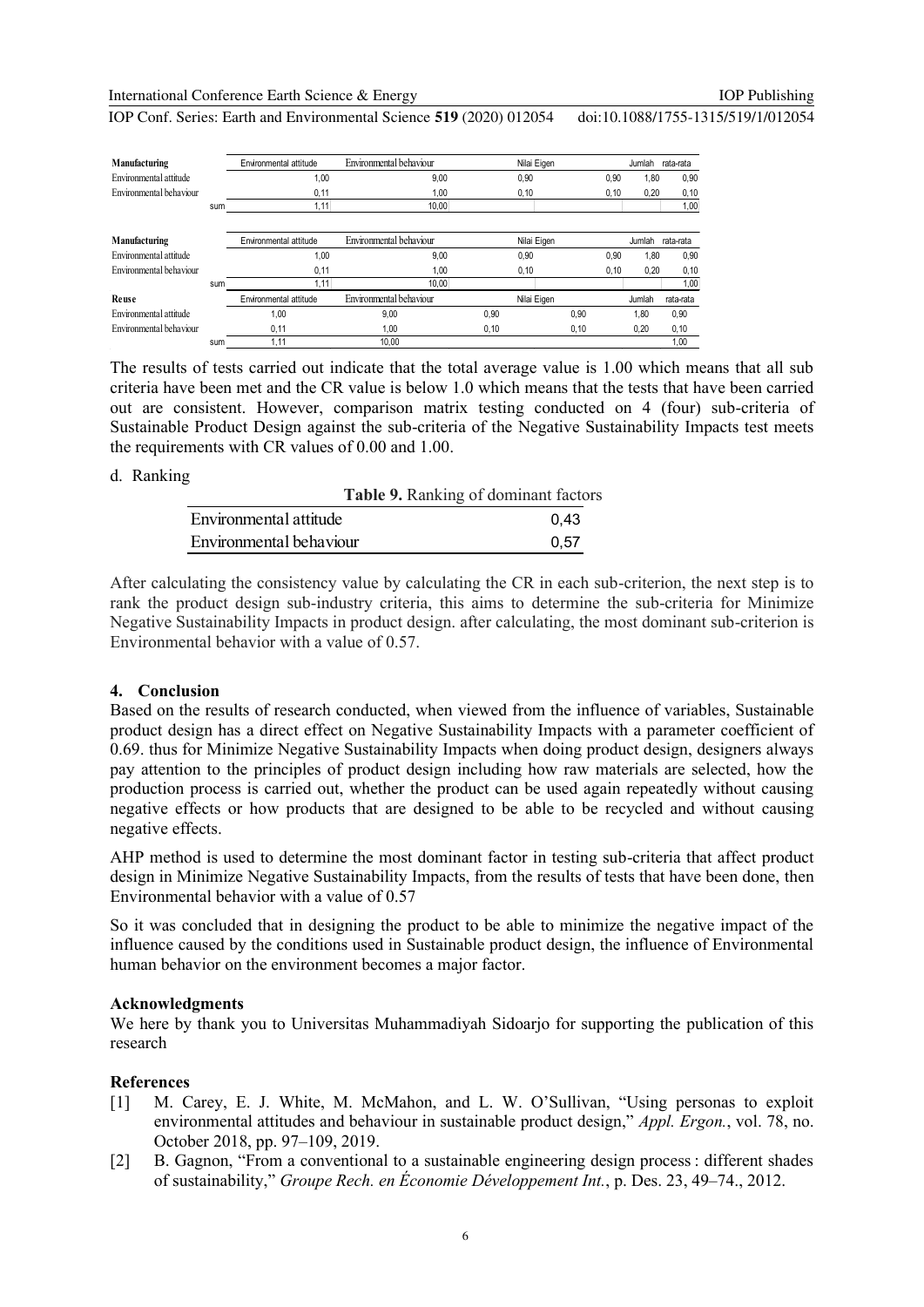| Manufacturing | Environmental attitude | Environmental behaviour | Nilai Eigen | | Jumlah | rata-rata |
|---|---|---|---|---|---|---|
| Environmental attitude | 1,00 | 9,00 | 0,90 | 0,90 | 1,80 | 0,90 |
| Environmental behaviour | 0,11 | 1,00 | 0,10 | 0,10 | 0,20 | 0,10 |
| sum | 1,11 | 10,00 | | | | 1,00 |

| Manufacturing | Environmental attitude | Environmental behaviour | Nilai Eigen | | Jumlah | rata-rata |
|---|---|---|---|---|---|---|
| Environmental attitude | 1,00 | 9,00 | 0,90 | 0,90 | 1,80 | 0,90 |
| Environmental behaviour | 0,11 | 1,00 | 0,10 | 0,10 | 0,20 | 0,10 |
| sum | 1,11 | 10,00 | | | | 1,00 |

| Reuse | Environmental attitude | Environmental behaviour | Nilai Eigen | | Jumlah | rata-rata |
|---|---|---|---|---|---|---|
| Environmental attitude | 1,00 | 9,00 | 0,90 | 0,90 | 1,80 | 0,90 |
| Environmental behaviour | 0,11 | 1,00 | 0,10 | 0,10 | 0,20 | 0,10 |
| sum | 1,11 | 10,00 | | | | 1,00 |

The results of tests carried out indicate that the total average value is 1.00 which means that all sub criteria have been met and the CR value is below 1.0 which means that the tests that have been carried out are consistent. However, comparison matrix testing conducted on 4 (four) sub-criteria of Sustainable Product Design against the sub-criteria of the Negative Sustainability Impacts test meets the requirements with CR values of 0.00 and 1.00.

d. Ranking

**Table 9.** Ranking of dominant factors

| | |
|---|---|
| Environmental attitude | 0,43 |
| Environmental behaviour | 0,57 |

After calculating the consistency value by calculating the CR in each sub-criterion, the next step is to rank the product design sub-industry criteria, this aims to determine the sub-criteria for Minimize Negative Sustainability Impacts in product design. after calculating, the most dominant sub-criterion is Environmental behavior with a value of 0.57.

## 4. Conclusion

Based on the results of research conducted, when viewed from the influence of variables, Sustainable product design has a direct effect on Negative Sustainability Impacts with a parameter coefficient of 0.69. thus for Minimize Negative Sustainability Impacts when doing product design, designers always pay attention to the principles of product design including how raw materials are selected, how the production process is carried out, whether the product can be used again repeatedly without causing negative effects or how products that are designed to be able to be recycled and without causing negative effects.

AHP method is used to determine the most dominant factor in testing sub-criteria that affect product design in Minimize Negative Sustainability Impacts, from the results of tests that have been done, then Environmental behavior with a value of 0.57

So it was concluded that in designing the product to be able to minimize the negative impact of the influence caused by the conditions used in Sustainable product design, the influence of Environmental human behavior on the environment becomes a major factor.

### Acknowledgments

We here by thank you to Universitas Muhammadiyah Sidoarjo for supporting the publication of this research

### References

[1] M. Carey, E. J. White, M. McMahon, and L. W. O'Sullivan, "Using personas to exploit environmental attitudes and behaviour in sustainable product design," *Appl. Ergon.*, vol. 78, no. October 2018, pp. 97–109, 2019.

[2] B. Gagnon, "From a conventional to a sustainable engineering design process : different shades of sustainability," *Groupe Rech. en Économie Développement Int.*, p. Des. 23, 49–74., 2012.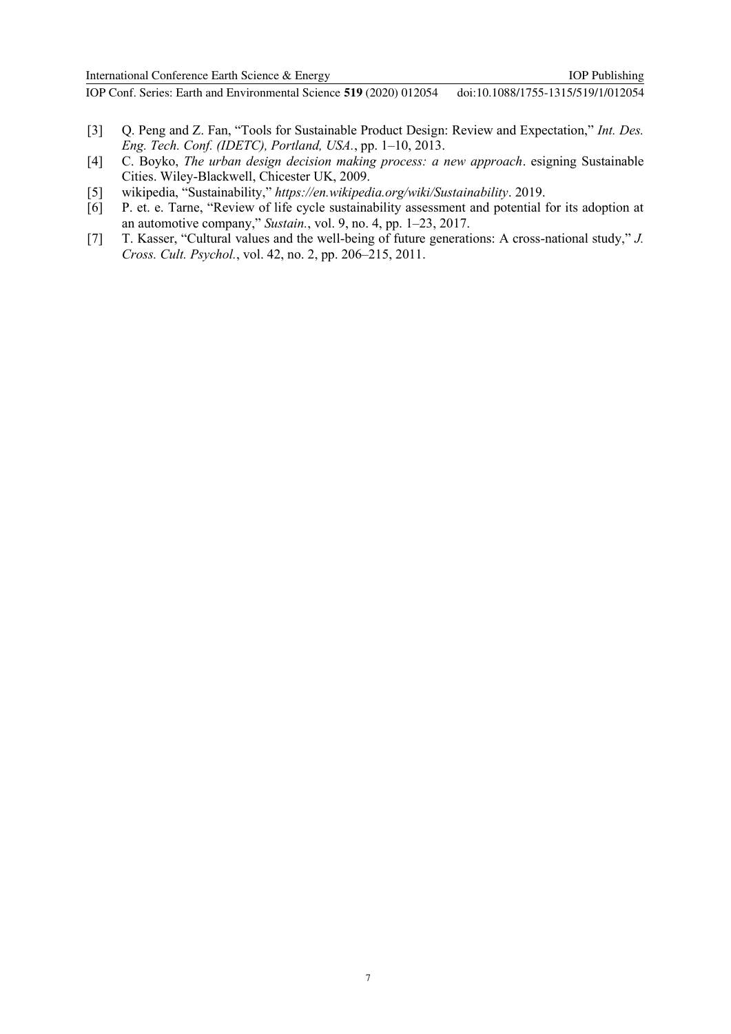[3] Q. Peng and Z. Fan, "Tools for Sustainable Product Design: Review and Expectation," *Int. Des. Eng. Tech. Conf. (IDETC), Portland, USA.*, pp. 1–10, 2013.

[4] C. Boyko, *The urban design decision making process: a new approach*. esigning Sustainable Cities. Wiley-Blackwell, Chicester UK, 2009.

[5] wikipedia, "Sustainability," *https://en.wikipedia.org/wiki/Sustainability*. 2019.

[6] P. et. e. Tarne, "Review of life cycle sustainability assessment and potential for its adoption at an automotive company," *Sustain.*, vol. 9, no. 4, pp. 1–23, 2017.

[7] T. Kasser, "Cultural values and the well-being of future generations: A cross-national study," *J. Cross. Cult. Psychol.*, vol. 42, no. 2, pp. 206–215, 2011.